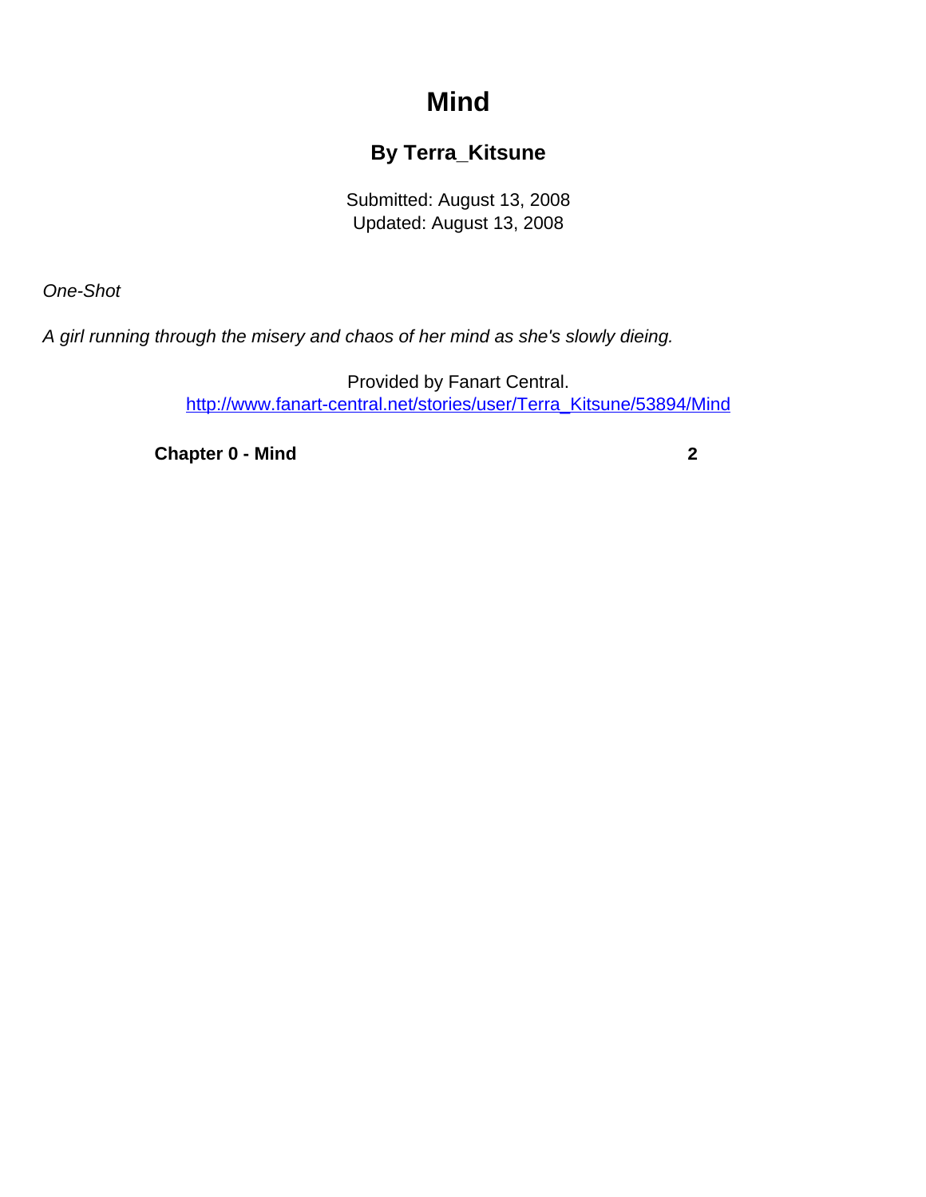# Mind

## By Terra_Kitsune

Submitted: August 13, 2008
Updated: August 13, 2008

*One-Shot*

*A girl running through the misery and chaos of her mind as she's slowly dieing.*

Provided by Fanart Central.
[http://www.fanart-central.net/stories/user/Terra_Kitsune/53894/Mind](http://www.fanart-central.net/stories/user/Terra_Kitsune/53894/Mind)

**Chapter 0 - Mind** **2**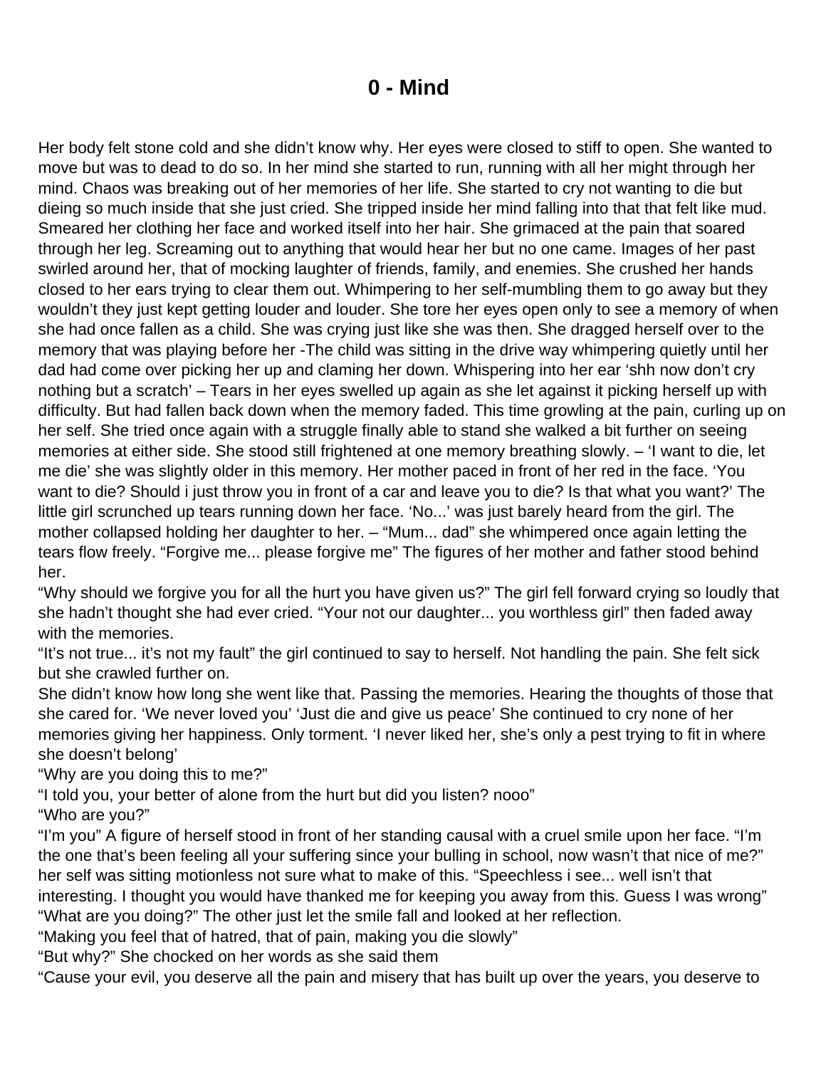# 0 - Mind

Her body felt stone cold and she didn’t know why. Her eyes were closed to stiff to open. She wanted to move but was to dead to do so. In her mind she started to run, running with all her might through her mind. Chaos was breaking out of her memories of her life. She started to cry not wanting to die but dieing so much inside that she just cried. She tripped inside her mind falling into that that felt like mud. Smeared her clothing her face and worked itself into her hair. She grimaced at the pain that soared through her leg. Screaming out to anything that would hear her but no one came. Images of her past swirled around her, that of mocking laughter of friends, family, and enemies. She crushed her hands closed to her ears trying to clear them out. Whimpering to her self-mumbling them to go away but they wouldn’t they just kept getting louder and louder. She tore her eyes open only to see a memory of when she had once fallen as a child. She was crying just like she was then. She dragged herself over to the memory that was playing before her -The child was sitting in the drive way whimpering quietly until her dad had come over picking her up and claming her down. Whispering into her ear ‘shh now don’t cry nothing but a scratch’ – Tears in her eyes swelled up again as she let against it picking herself up with difficulty. But had fallen back down when the memory faded. This time growling at the pain, curling up on her self. She tried once again with a struggle finally able to stand she walked a bit further on seeing memories at either side. She stood still frightened at one memory breathing slowly. – ‘I want to die, let me die’ she was slightly older in this memory. Her mother paced in front of her red in the face. ‘You want to die? Should i just throw you in front of a car and leave you to die? Is that what you want?’ The little girl scrunched up tears running down her face. ‘No...’ was just barely heard from the girl. The mother collapsed holding her daughter to her. – “Mum... dad” she whimpered once again letting the tears flow freely. “Forgive me... please forgive me” The figures of her mother and father stood behind her.

“Why should we forgive you for all the hurt you have given us?” The girl fell forward crying so loudly that she hadn’t thought she had ever cried. “Your not our daughter... you worthless girl” then faded away with the memories.

“It’s not true... it’s not my fault” the girl continued to say to herself. Not handling the pain. She felt sick but she crawled further on.

She didn’t know how long she went like that. Passing the memories. Hearing the thoughts of those that she cared for. ‘We never loved you’ ‘Just die and give us peace’ She continued to cry none of her memories giving her happiness. Only torment. ‘I never liked her, she’s only a pest trying to fit in where she doesn’t belong’

“Why are you doing this to me?”

“I told you, your better of alone from the hurt but did you listen? nooo”

“Who are you?”

“I’m you” A figure of herself stood in front of her standing causal with a cruel smile upon her face. “I’m the one that’s been feeling all your suffering since your bulling in school, now wasn’t that nice of me?” her self was sitting motionless not sure what to make of this. “Speechless i see... well isn’t that interesting. I thought you would have thanked me for keeping you away from this. Guess I was wrong”

“What are you doing?” The other just let the smile fall and looked at her reflection.

“Making you feel that of hatred, that of pain, making you die slowly”

“But why?” She chocked on her words as she said them

“Cause your evil, you deserve all the pain and misery that has built up over the years, you deserve to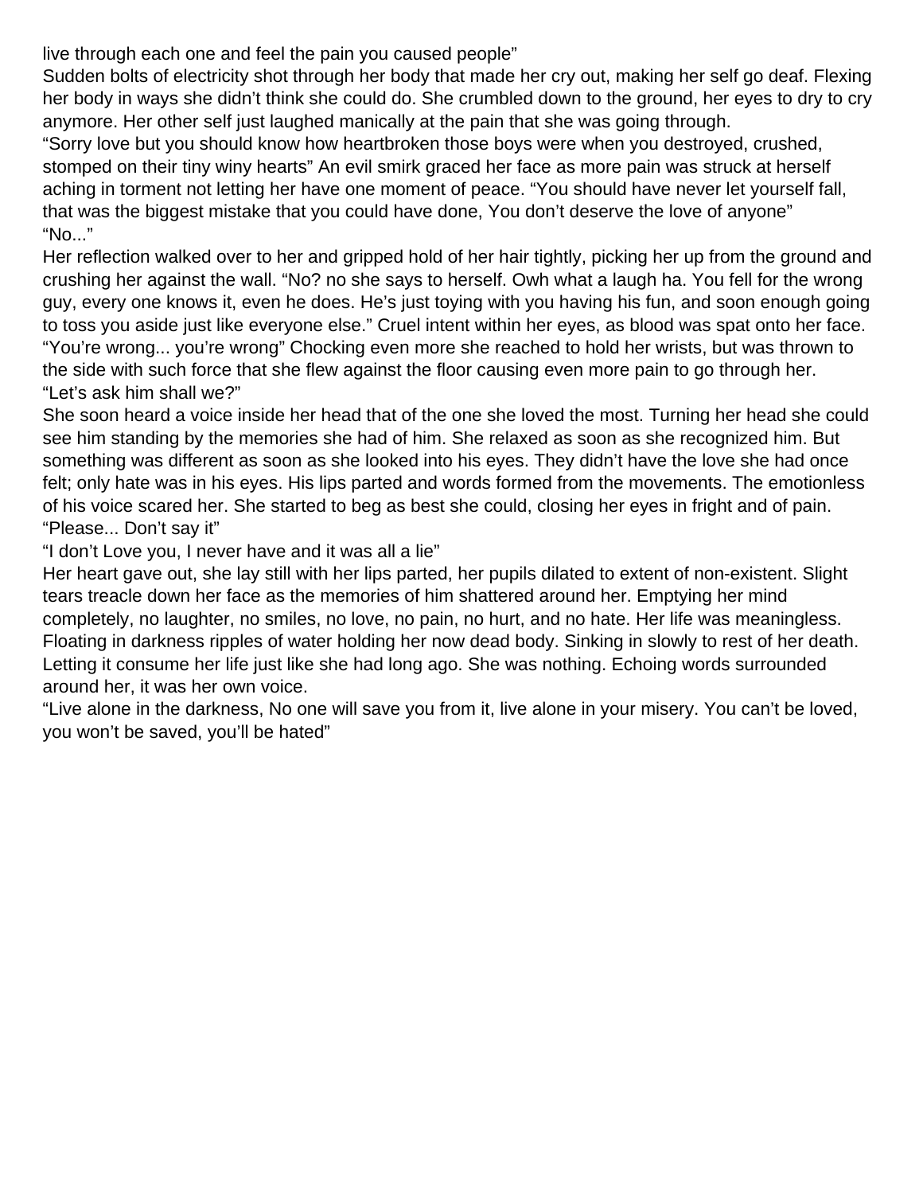live through each one and feel the pain you caused people"

Sudden bolts of electricity shot through her body that made her cry out, making her self go deaf. Flexing her body in ways she didn't think she could do. She crumbled down to the ground, her eyes to dry to cry anymore. Her other self just laughed manically at the pain that she was going through.

"Sorry love but you should know how heartbroken those boys were when you destroyed, crushed, stomped on their tiny winy hearts" An evil smirk graced her face as more pain was struck at herself aching in torment not letting her have one moment of peace. "You should have never let yourself fall, that was the biggest mistake that you could have done, You don't deserve the love of anyone"

"No..."

Her reflection walked over to her and gripped hold of her hair tightly, picking her up from the ground and crushing her against the wall. "No? no she says to herself. Owh what a laugh ha. You fell for the wrong guy, every one knows it, even he does. He's just toying with you having his fun, and soon enough going to toss you aside just like everyone else." Cruel intent within her eyes, as blood was spat onto her face.

"You're wrong... you're wrong" Chocking even more she reached to hold her wrists, but was thrown to the side with such force that she flew against the floor causing even more pain to go through her.

"Let's ask him shall we?"

She soon heard a voice inside her head that of the one she loved the most. Turning her head she could see him standing by the memories she had of him. She relaxed as soon as she recognized him. But something was different as soon as she looked into his eyes. They didn't have the love she had once felt; only hate was in his eyes. His lips parted and words formed from the movements. The emotionless of his voice scared her. She started to beg as best she could, closing her eyes in fright and of pain.

"Please... Don't say it"

"I don't Love you, I never have and it was all a lie"

Her heart gave out, she lay still with her lips parted, her pupils dilated to extent of non-existent. Slight tears treacle down her face as the memories of him shattered around her. Emptying her mind completely, no laughter, no smiles, no love, no pain, no hurt, and no hate. Her life was meaningless. Floating in darkness ripples of water holding her now dead body. Sinking in slowly to rest of her death. Letting it consume her life just like she had long ago. She was nothing. Echoing words surrounded around her, it was her own voice.

"Live alone in the darkness, No one will save you from it, live alone in your misery. You can't be loved, you won't be saved, you'll be hated"